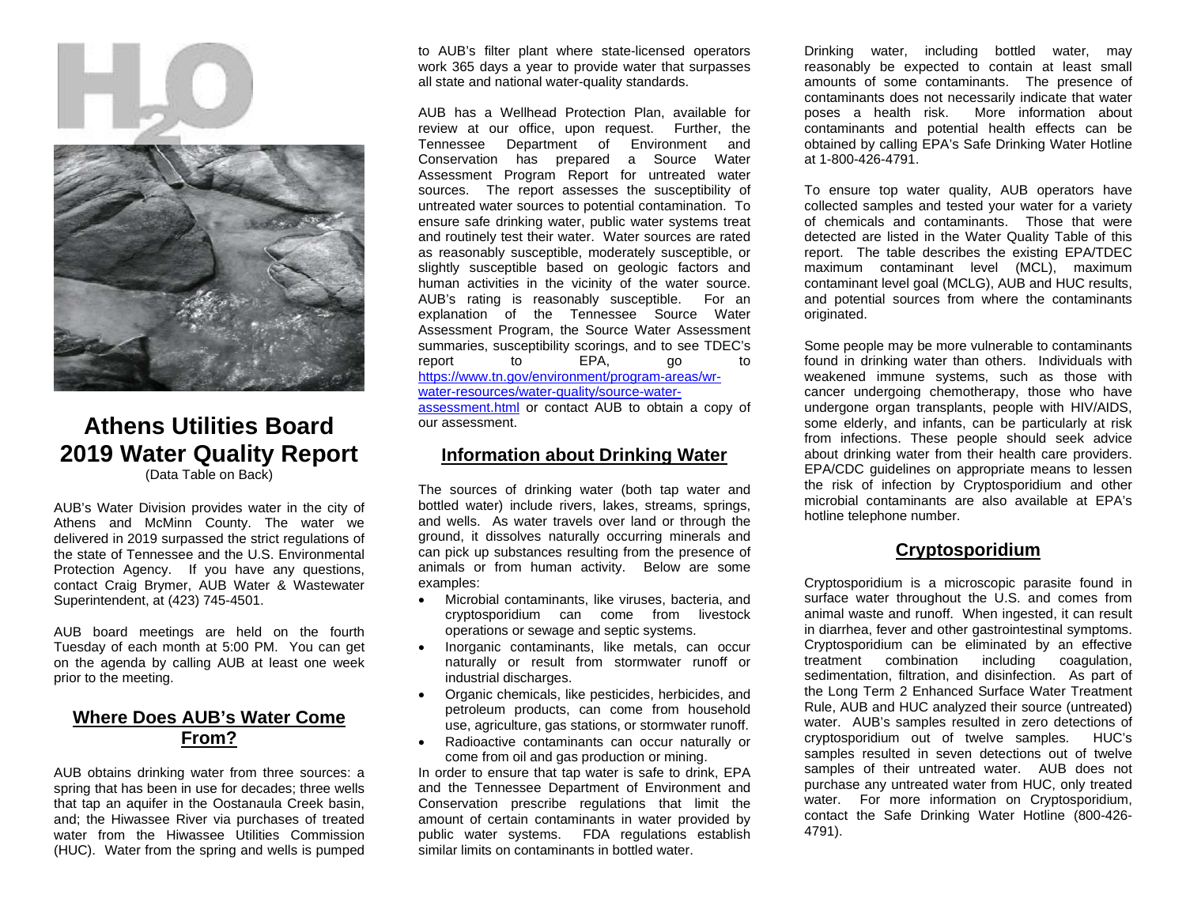# Athens Utilities Board 2019 Water Quality Report

(Data Table on Back)

AUB's Water Division provides water in the city of Athens and McMinn County. The water we delivered in 2019 surpassed the strict regulations of the state of Tennessee and the U.S. Environmental Protection Agency. If you have any questions, contact Craig Brymer, AUB Water & Wastewater Superintendent, at (423) 745-4501.

AUB board meetings are held on the fourth Tuesday of each month at 5:00 PM. You can get on the agenda by calling AUB at least one week prior to the meeting.

## Where Does AUB's Water Come From?

AUB obtains drinking water from three sources: a spring that has been in use for decades; three wells that tap an aquifer in the Oostanaula Creek basin, and; the Hiwassee River via purchases of treated water from the Hiwassee Utilities Commission (HUC). Water from the spring and wells is pumped to AUB's filter plant where state-licensed operators work 365 days a year to provide water that surpasses all state and national water-quality standards.

AUB has a Wellhead Protection Plan, available for review at our office, upon request. Further, the Tennessee Department of Environment and Conservation has prepared a Source Water Assessment Program Report for untreated water sources. The report assesses the susceptibility of untreated water sources to potential contamination. To ensure safe drinking water, public water systems treat and routinely test their water. Water sources are rated as reasonably susceptible, moderately susceptible, or slightly susceptible based on geologic factors and human activities in the vicinity of the water source. AUB's rating is reasonably susceptible. For an explanation of the Tennessee Source Water Assessment Program, the Source Water Assessment summaries, susceptibility scorings, and to see TDEC's report to EPA, go to https://www.tn.gov/environment/program-areas/wr-water-resources/water-quality/source-water-assessment.html or contact AUB to obtain a copy of our assessment.

## Information about Drinking Water

The sources of drinking water (both tap water and bottled water) include rivers, lakes, streams, springs, and wells. As water travels over land or through the ground, it dissolves naturally occurring minerals and can pick up substances resulting from the presence of animals or from human activity. Below are some examples:

- Microbial contaminants, like viruses, bacteria, and cryptosporidium can come from livestock operations or sewage and septic systems.
- Inorganic contaminants, like metals, can occur naturally or result from stormwater runoff or industrial discharges.
- Organic chemicals, like pesticides, herbicides, and petroleum products, can come from household use, agriculture, gas stations, or stormwater runoff.
- Radioactive contaminants can occur naturally or come from oil and gas production or mining.

In order to ensure that tap water is safe to drink, EPA and the Tennessee Department of Environment and Conservation prescribe regulations that limit the amount of certain contaminants in water provided by public water systems. FDA regulations establish similar limits on contaminants in bottled water.

Drinking water, including bottled water, may reasonably be expected to contain at least small amounts of some contaminants. The presence of contaminants does not necessarily indicate that water poses a health risk. More information about contaminants and potential health effects can be obtained by calling EPA's Safe Drinking Water Hotline at 1-800-426-4791.

To ensure top water quality, AUB operators have collected samples and tested your water for a variety of chemicals and contaminants. Those that were detected are listed in the Water Quality Table of this report. The table describes the existing EPA/TDEC maximum contaminant level (MCL), maximum contaminant level goal (MCLG), AUB and HUC results, and potential sources from where the contaminants originated.

Some people may be more vulnerable to contaminants found in drinking water than others. Individuals with weakened immune systems, such as those with cancer undergoing chemotherapy, those who have undergone organ transplants, people with HIV/AIDS, some elderly, and infants, can be particularly at risk from infections. These people should seek advice about drinking water from their health care providers. EPA/CDC guidelines on appropriate means to lessen the risk of infection by Cryptosporidium and other microbial contaminants are also available at EPA's hotline telephone number.

## Cryptosporidium

Cryptosporidium is a microscopic parasite found in surface water throughout the U.S. and comes from animal waste and runoff. When ingested, it can result in diarrhea, fever and other gastrointestinal symptoms. Cryptosporidium can be eliminated by an effective treatment combination including coagulation, sedimentation, filtration, and disinfection. As part of the Long Term 2 Enhanced Surface Water Treatment Rule, AUB and HUC analyzed their source (untreated) water. AUB's samples resulted in zero detections of cryptosporidium out of twelve samples. HUC's samples resulted in seven detections out of twelve samples of their untreated water. AUB does not purchase any untreated water from HUC, only treated water. For more information on Cryptosporidium, contact the Safe Drinking Water Hotline (800-426-4791).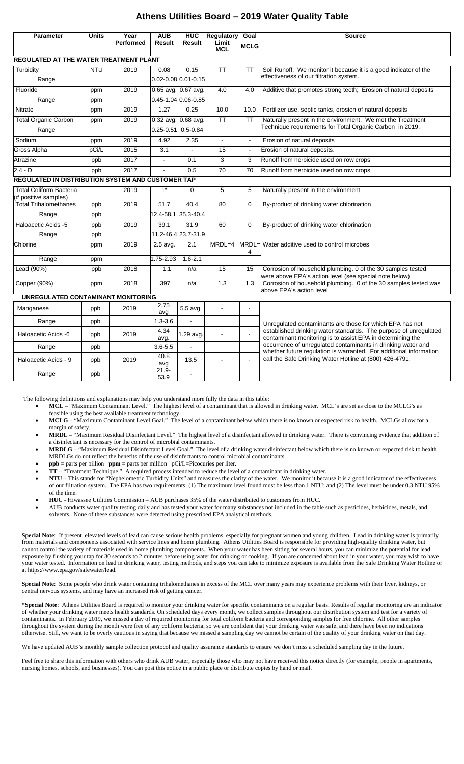# Athens Utilities Board – 2019 Water Quality Table

| Parameter | Units | Year Performed | AUB Result | HUC Result | Regulatory Limit MCL | Goal MCLG | Source |
|---|---|---|---|---|---|---|---|
| **REGULATED AT THE WATER TREATMENT PLANT** | | | | | | | |
| Turbidity | NTU | 2019 | 0.08 | 0.15 | TT | TT | Soil Runoff. We monitor it because it is a good indicator of the effectiveness of our filtration system. |
| Range | | | 0.02-0.08 | 0.01-0.15 | | | |
| Fluoride | ppm | 2019 | 0.65 avg. | 0.67 avg. | 4.0 | 4.0 | Additive that promotes strong teeth; Erosion of natural deposits |
| Range | ppm | | 0.45-1.04 | 0.06-0.85 | | | |
| Nitrate | ppm | 2019 | 1.27 | 0.25 | 10.0 | 10.0 | Fertilizer use, septic tanks, erosion of natural deposits |
| Total Organic Carbon | ppm | 2019 | 0.32 avg. | 0.68 avg. | TT | TT | Naturally present in the environment. We met the Treatment Technique requirements for Total Organic Carbon in 2019. |
| Range | | | 0.25-0.51 | 0.5-0.84 | | | |
| Sodium | ppm | 2019 | 4.92 | 2.35 | - | - | Erosion of natural deposits |
| Gross Alpha | pCi/L | 2015 | 3.1 | - | 15 | - | Erosion of natural deposits. |
| Atrazine | ppb | 2017 | - | 0.1 | 3 | 3 | Runoff from herbicide used on row crops |
| 2,4 - D | ppb | 2017 | - | 0.5 | 70 | 70 | Runoff from herbicide used on row crops |
| **REGULATED IN DISTRIBUTION SYSTEM AND CUSTOMER TAP** | | | | | | | |
| Total Coliform Bacteria (# positive samples) | | 2019 | 1* | 0 | 5 | 5 | Naturally present in the environment |
| Total Trihalomethanes | ppb | 2019 | 51.7 | 40.4 | 80 | 0 | By-product of drinking water chlorination |
| Range | ppb | | 12.4-58.1 | 35.3-40.4 | | | |
| Haloacetic Acids -5 | ppb | 2019 | 39.1 | 31.9 | 60 | 0 | By-product of drinking water chlorination |
| Range | ppb | | 11.2-46.4 | 23.7-31.9 | | | |
| Chlorine | ppm | 2019 | 2.5 avg. | 2.1 | MRDL=4 | MRDL=4 | Water additive used to control microbes |
| Range | ppm | | 1.75-2.93 | 1.6-2.1 | | | |
| Lead (90%) | ppb | 2018 | 1.1 | n/a | 15 | 15 | Corrosion of household plumbing. 0 of the 30 samples tested were above EPA's action level (see special note below) |
| Copper (90%) | ppm | 2018 | .397 | n/a | 1.3 | 1.3 | Corrosion of household plumbing. 0 of the 30 samples tested was above EPA's action level |
| **UNREGULATED CONTAMINANT MONITORING** | | | | | | | |
| Manganese | ppb | 2019 | 2.75 avg | 5.5 avg. | - | - | Unregulated contaminants are those for which EPA has not established drinking water standards. The purpose of unregulated contaminant monitoring is to assist EPA in determining the occurrence of unregulated contaminants in drinking water and whether future regulation is warranted. For additional information call the Safe Drinking Water Hotline at (800) 426-4791. |
| Range | ppb | | 1.3-3.6 | - | | | |
| Haloacetic Acids -6 | ppb | 2019 | 4.34 avg. | 1.29 avg. | - | - | |
| Range | ppb | | 3.6-5.5 | - | | | |
| Haloacetic Acids - 9 | ppb | 2019 | 40.8 avg | 13.5 | - | - | |
| Range | ppb | | 21.9-53.9 | - | | | |

The following definitions and explanations may help you understand more fully the data in this table:

- **MCL** – "Maximum Contaminant Level." The highest level of a contaminant that is allowed in drinking water. MCL's are set as close to the MCLG's as feasible using the best available treatment technology.
- **MCLG** – "Maximum Contaminant Level Goal." The level of a contaminant below which there is no known or expected risk to health. MCLGs allow for a margin of safety.
- **MRDL** – "Maximum Residual Disinfectant Level." The highest level of a disinfectant allowed in drinking water. There is convincing evidence that addition of a disinfectant is necessary for the control of microbial contaminants.
- **MRDLG** – "Maximum Residual Disinfectant Level Goal." The level of a drinking water disinfectant below which there is no known or expected risk to health. MRDLGs do not reflect the benefits of the use of disinfectants to control microbial contaminants.
- **ppb** = parts per billion **ppm** = parts per million pCi/L=Picocuries per liter.
- **TT** – "Treatment Technique." A required process intended to reduce the level of a contaminant in drinking water.
- **NTU** – This stands for "Nephelometric Turbidity Units" and measures the clarity of the water. We monitor it because it is a good indicator of the effectiveness of our filtration system. The EPA has two requirements: (1) The maximum level found must be less than 1 NTU; and (2) The level must be under 0.3 NTU 95% of the time.
- **HUC** - Hiwassee Utilities Commission – AUB purchases 35% of the water distributed to customers from HUC.
- AUB conducts water quality testing daily and has tested your water for many substances not included in the table such as pesticides, herbicides, metals, and solvents. None of these substances were detected using prescribed EPA analytical methods.

**Special Note**: If present, elevated levels of lead can cause serious health problems, especially for pregnant women and young children. Lead in drinking water is primarily from materials and components associated with service lines and home plumbing. Athens Utilities Board is responsible for providing high-quality drinking water, but cannot control the variety of materials used in home plumbing components. When your water has been sitting for several hours, you can minimize the potential for lead exposure by flushing your tap for 30 seconds to 2 minutes before using water for drinking or cooking. If you are concerned about lead in your water, you may wish to have your water tested. Information on lead in drinking water, testing methods, and steps you can take to minimize exposure is available from the Safe Drinking Water Hotline or at https://www.epa.gov/safewater/lead.

**Special Note**: Some people who drink water containing trihalomethanes in excess of the MCL over many years may experience problems with their liver, kidneys, or central nervous systems, and may have an increased risk of getting cancer.

**\*Special Note**: Athens Utilities Board is required to monitor your drinking water for specific contaminants on a regular basis. Results of regular monitoring are an indicator of whether your drinking water meets health standards. On scheduled days every month, we collect samples throughout our distribution system and test for a variety of contaminants. In February 2019, we missed a day of required monitoring for total coliform bacteria and corresponding samples for free chlorine. All other samples throughout the system during the month were free of any coliform bacteria, so we are confident that your drinking water was safe, and there have been no indications otherwise. Still, we want to be overly cautious in saying that because we missed a sampling day we cannot be certain of the quality of your drinking water on that day.

We have updated AUB's monthly sample collection protocol and quality assurance standards to ensure we don't miss a scheduled sampling day in the future.

Feel free to share this information with others who drink AUB water, especially those who may not have received this notice directly (for example, people in apartments, nursing homes, schools, and businesses). You can post this notice in a public place or distribute copies by hand or mail.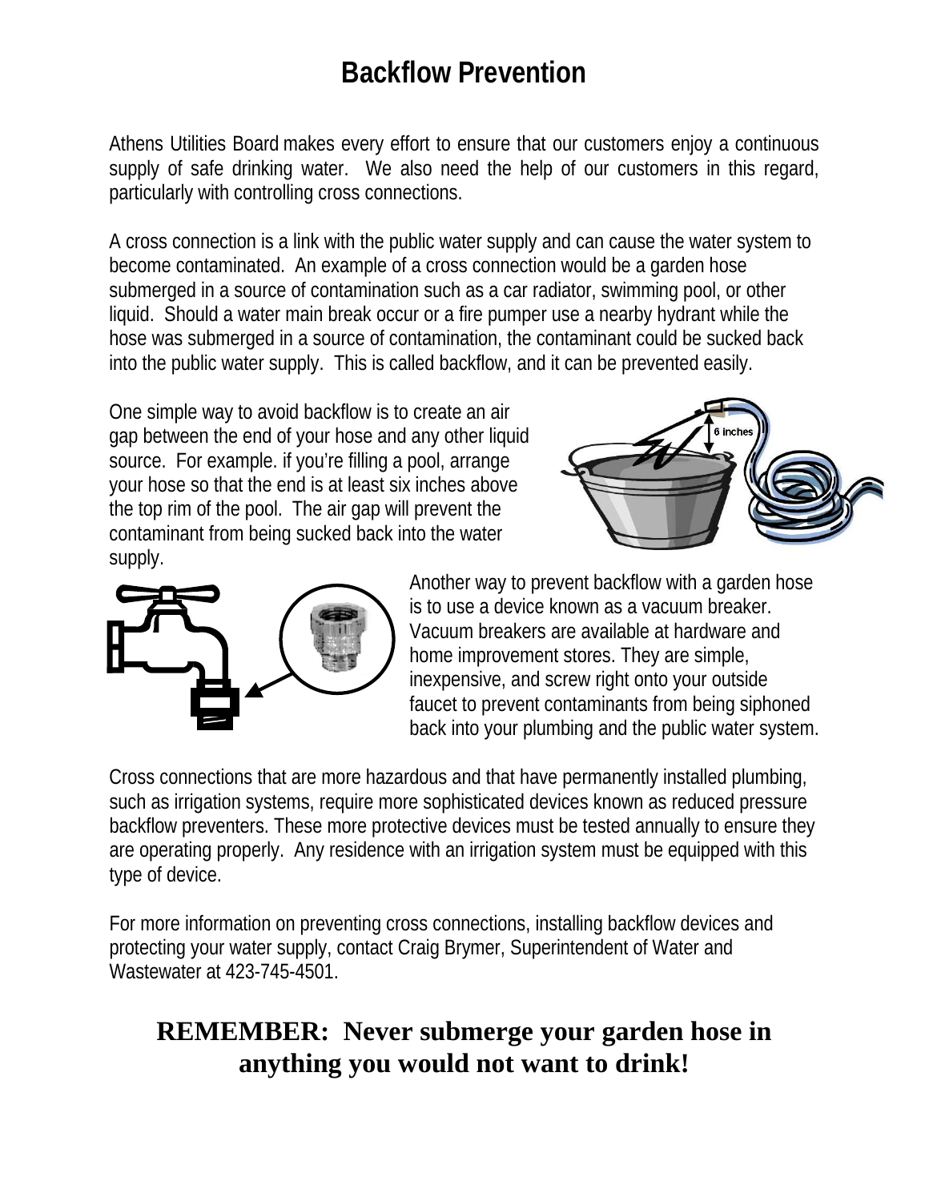# Backflow Prevention

Athens Utilities Board makes every effort to ensure that our customers enjoy a continuous supply of safe drinking water. We also need the help of our customers in this regard, particularly with controlling cross connections.

A cross connection is a link with the public water supply and can cause the water system to become contaminated. An example of a cross connection would be a garden hose submerged in a source of contamination such as a car radiator, swimming pool, or other liquid. Should a water main break occur or a fire pumper use a nearby hydrant while the hose was submerged in a source of contamination, the contaminant could be sucked back into the public water supply. This is called backflow, and it can be prevented easily.

One simple way to avoid backflow is to create an air gap between the end of your hose and any other liquid source. For example. if you're filling a pool, arrange your hose so that the end is at least six inches above the top rim of the pool. The air gap will prevent the contaminant from being sucked back into the water supply.

6 inches

Another way to prevent backflow with a garden hose is to use a device known as a vacuum breaker. Vacuum breakers are available at hardware and home improvement stores. They are simple, inexpensive, and screw right onto your outside faucet to prevent contaminants from being siphoned back into your plumbing and the public water system.

Cross connections that are more hazardous and that have permanently installed plumbing, such as irrigation systems, require more sophisticated devices known as reduced pressure backflow preventers. These more protective devices must be tested annually to ensure they are operating properly. Any residence with an irrigation system must be equipped with this type of device.

For more information on preventing cross connections, installing backflow devices and protecting your water supply, contact Craig Brymer, Superintendent of Water and Wastewater at 423-745-4501.

**REMEMBER: Never submerge your garden hose in anything you would not want to drink!**